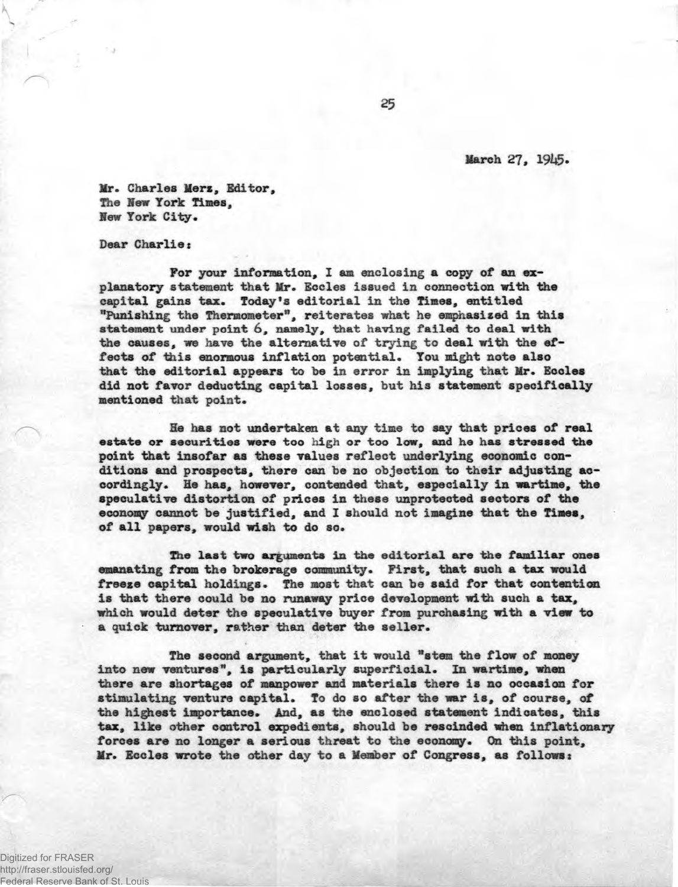March 27, 1945.

Mr. Charles Merz, Editor,
The New York Times,
New York City.

Dear Charlie:

For your information, I am enclosing a copy of an explanatory statement that Mr. Eccles issued in connection with the capital gains tax. Today's editorial in the Times, entitled "Punishing the Thermometer", reiterates what he emphasized in this statement under point 6, namely, that having failed to deal with the causes, we have the alternative of trying to deal with the effects of this enormous inflation potential. You might note also that the editorial appears to be in error in implying that Mr. Eccles did not favor deducting capital losses, but his statement specifically mentioned that point.

He has not undertaken at any time to say that prices of real estate or securities were too high or too low, and he has stressed the point that insofar as these values reflect underlying economic conditions and prospects, there can be no objection to their adjusting accordingly. He has, however, contended that, especially in wartime, the speculative distortion of prices in these unprotected sectors of the economy cannot be justified, and I should not imagine that the Times, of all papers, would wish to do so.

The last two arguments in the editorial are the familiar ones emanating from the brokerage community. First, that such a tax would freeze capital holdings. The most that can be said for that contention is that there could be no runaway price development with such a tax, which would deter the speculative buyer from purchasing with a view to a quick turnover, rather than deter the seller.

The second argument, that it would "stem the flow of money into new ventures", is particularly superficial. In wartime, when there are shortages of manpower and materials there is no occasion for stimulating venture capital. To do so after the war is, of course, of the highest importance. And, as the enclosed statement indicates, this tax, like other control expedients, should be rescinded when inflationary forces are no longer a serious threat to the economy. On this point, Mr. Eccles wrote the other day to a Member of Congress, as follows: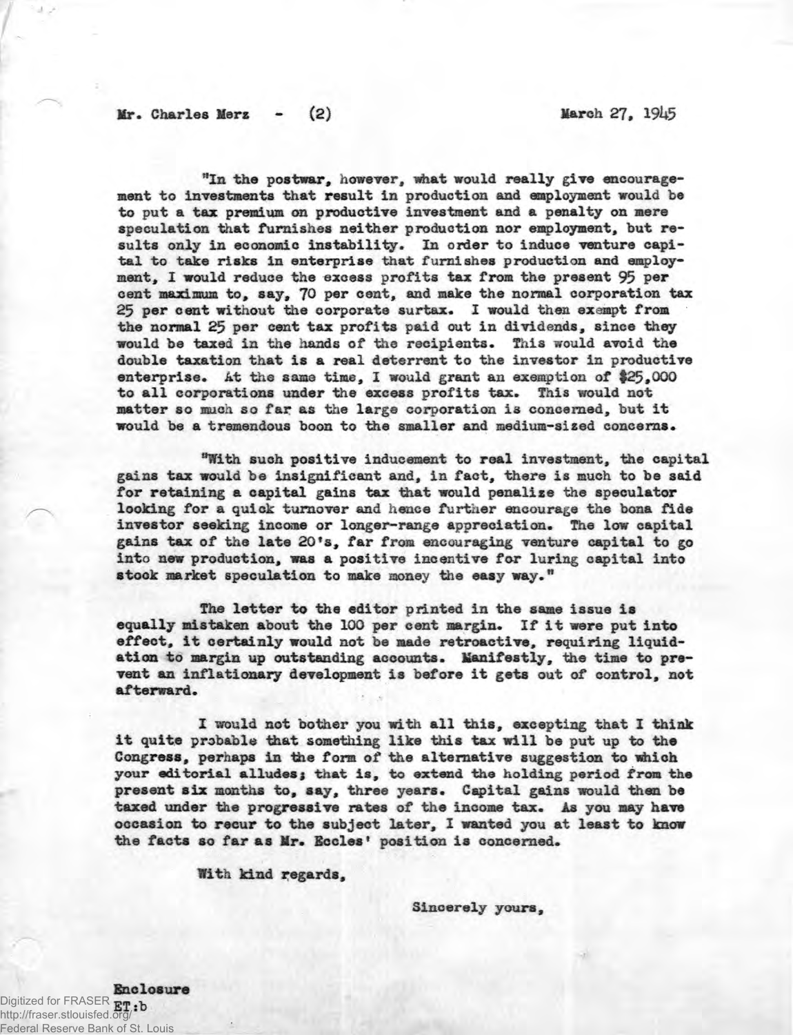"In the postwar, however, what would really give encouragement to investments that result in production and employment would be to put a tax premium on productive investment and a penalty on mere speculation that furnishes neither production nor employment, but results only in economic instability. In order to induce venture capital to take risks in enterprise that furnishes production and employment, I would reduce the excess profits tax from the present 95 per cent maximum to, say, 70 per cent, and make the normal corporation tax 25 per cent without the corporate surtax. I would then exempt from the normal 25 per cent tax profits paid out in dividends, since they would be taxed in the hands of the recipients. This would avoid the double taxation that is a real deterrent to the investor in productive enterprise. At the same time, I would grant an exemption of $25,000 to all corporations under the excess profits tax. This would not matter so much so far as the large corporation is concerned, but it would be a tremendous boon to the smaller and medium-sized concerns.

"With such positive inducement to real investment, the capital gains tax would be insignificant and, in fact, there is much to be said for retaining a capital gains tax that would penalize the speculator looking for a quick turnover and hence further encourage the bona fide investor seeking income or longer-range appreciation. The low capital gains tax of the late 20's, far from encouraging venture capital to go into new production, was a positive incentive for luring capital into stock market speculation to make money the easy way."

The letter to the editor printed in the same issue is equally mistaken about the 100 per cent margin. If it were put into effect, it certainly would not be made retroactive, requiring liquidation to margin up outstanding accounts. Manifestly, the time to prevent an inflationary development is before it gets out of control, not afterward.

I would not bother you with all this, excepting that I think it quite probable that something like this tax will be put up to the Congress, perhaps in the form of the alternative suggestion to which your editorial alludes; that is, to extend the holding period from the present six months to, say, three years. Capital gains would then be taxed under the progressive rates of the income tax. As you may have occasion to recur to the subject later, I wanted you at least to know the facts so far as Mr. Eccles' position is concerned.

With kind regards,

Sincerely yours,

Enclosure

ET:b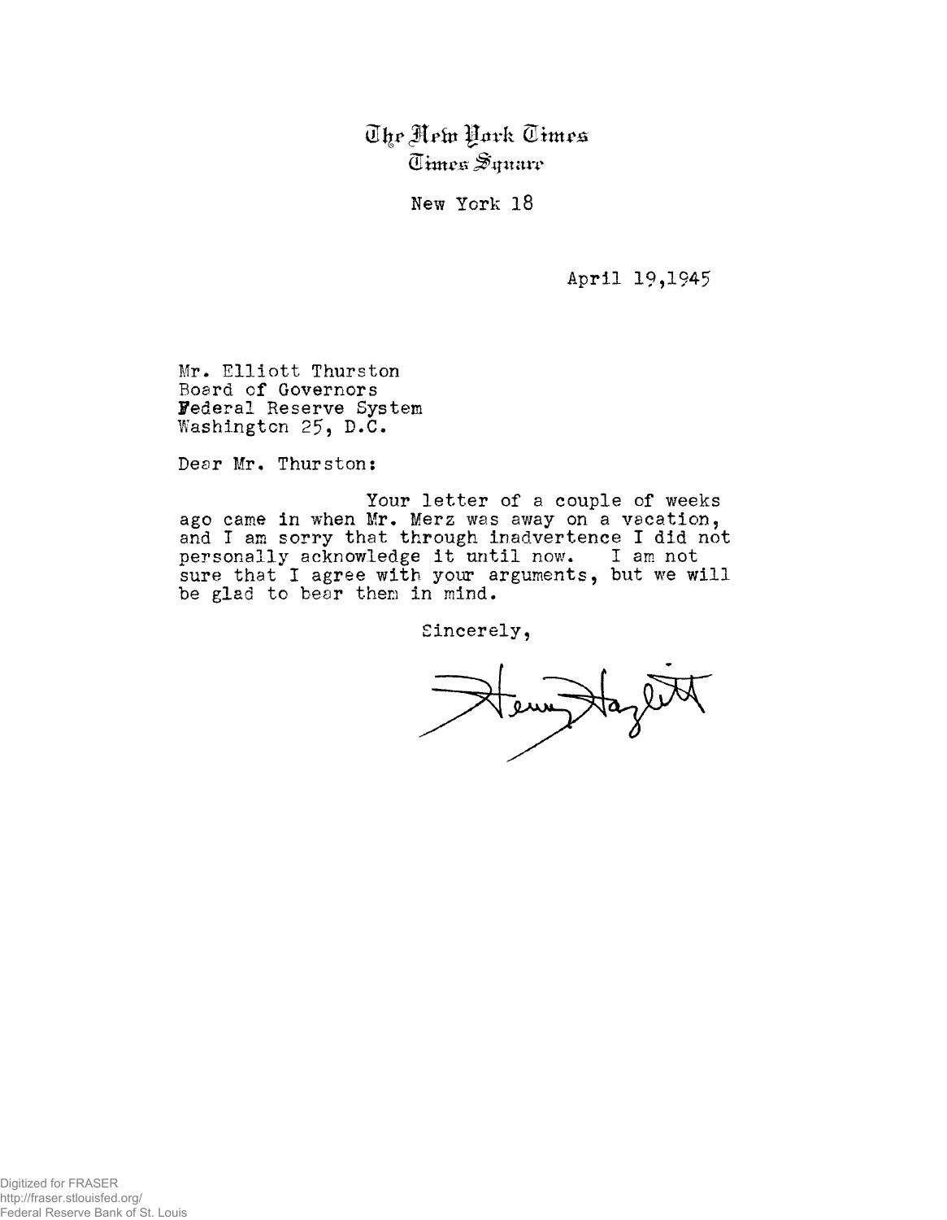The New York Times
Times Square

New York 18

April 19,1945

Mr. Elliott Thurston
Board of Governors
Federal Reserve System
Washington 25, D.C.

Dear Mr. Thurston:

Your letter of a couple of weeks ago came in when Mr. Merz was away on a vacation, and I am sorry that through inadvertence I did not personally acknowledge it until now. I am not sure that I agree with your arguments, but we will be glad to bear them in mind.

Sincerely,

Henry Hazlitt